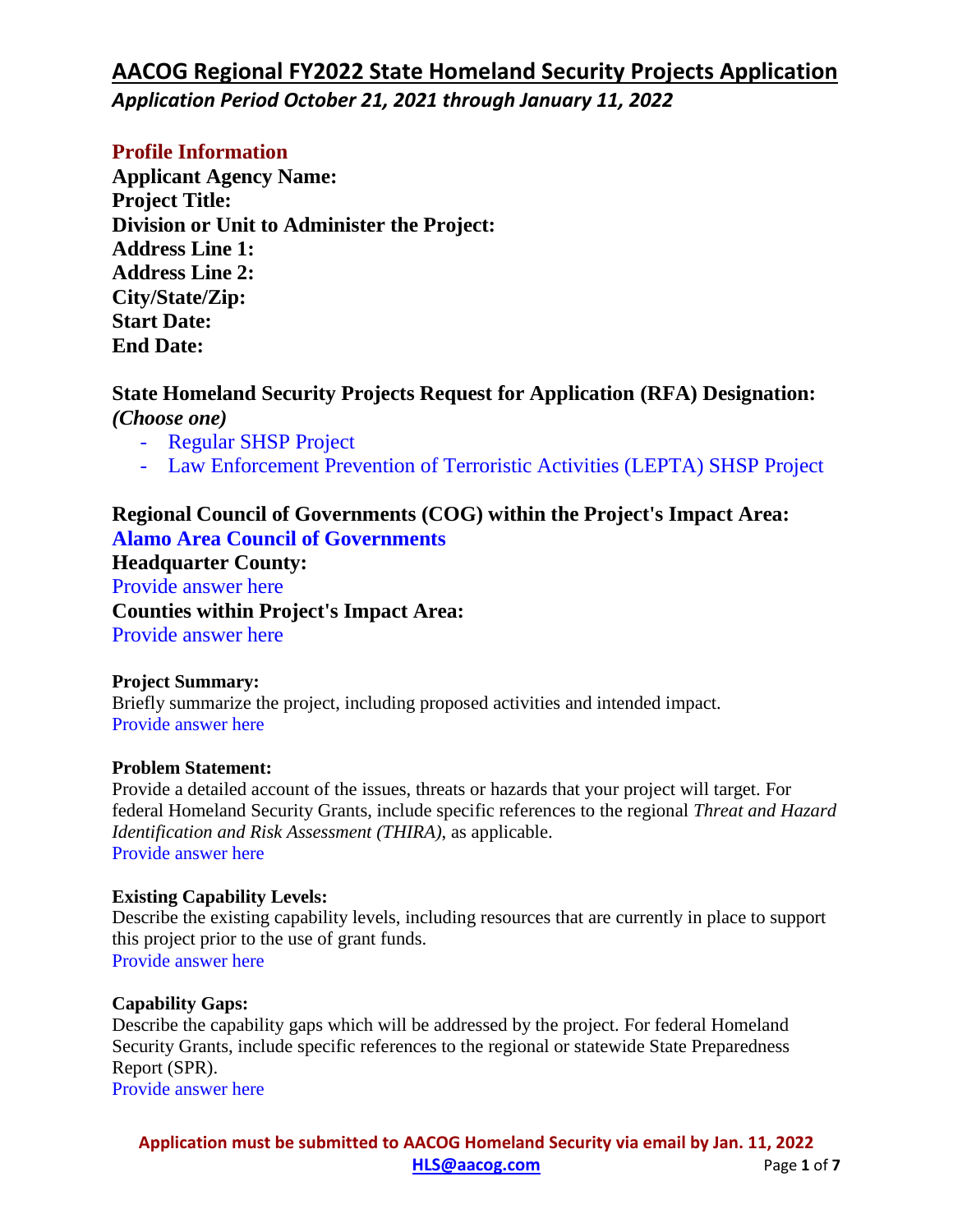# AACOG Regional FY2022 State Homeland Security Projects Application

*Application Period October 21, 2021 through January 11, 2022*

## Profile Information

**Applicant Agency Name:**
**Project Title:**
**Division or Unit to Administer the Project:**
**Address Line 1:**
**Address Line 2:**
**City/State/Zip:**
**Start Date:**
**End Date:**

### State Homeland Security Projects Request for Application (RFA) Designation: *(Choose one)*

- Regular SHSP Project
- Law Enforcement Prevention of Terroristic Activities (LEPTA) SHSP Project

### Regional Council of Governments (COG) within the Project's Impact Area:

**Alamo Area Council of Governments**

### Headquarter County:

Provide answer here

### Counties within Project's Impact Area:

Provide answer here

**Project Summary:**
Briefly summarize the project, including proposed activities and intended impact.
Provide answer here

**Problem Statement:**
Provide a detailed account of the issues, threats or hazards that your project will target. For federal Homeland Security Grants, include specific references to the regional *Threat and Hazard Identification and Risk Assessment (THIRA)*, as applicable.
Provide answer here

**Existing Capability Levels:**
Describe the existing capability levels, including resources that are currently in place to support this project prior to the use of grant funds.
Provide answer here

**Capability Gaps:**
Describe the capability gaps which will be addressed by the project. For federal Homeland Security Grants, include specific references to the regional or statewide State Preparedness Report (SPR).
Provide answer here

**Application must be submitted to AACOG Homeland Security via email by Jan. 11, 2022**
**HLS@aacog.com**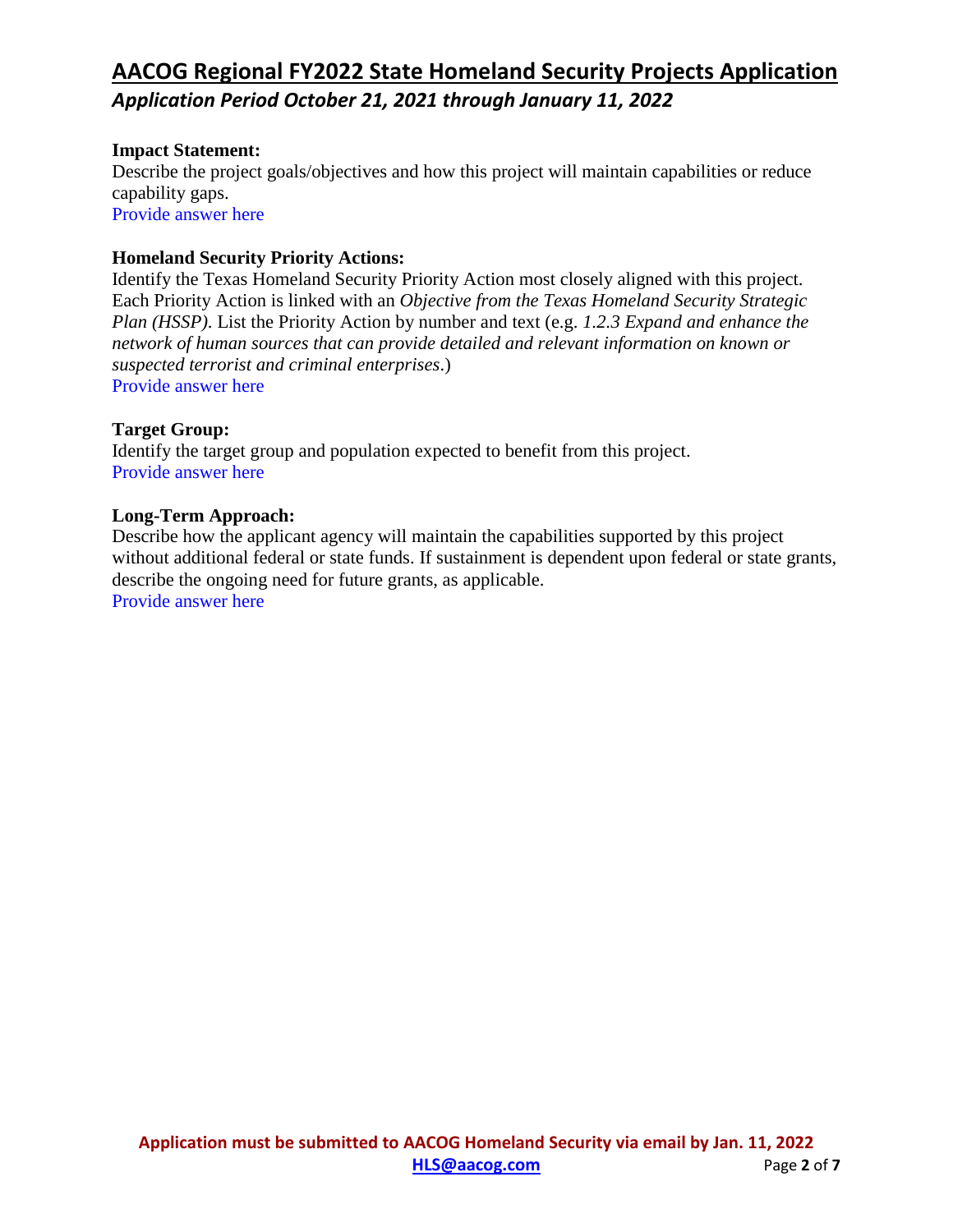**Impact Statement:**
Describe the project goals/objectives and how this project will maintain capabilities or reduce capability gaps.
Provide answer here

**Homeland Security Priority Actions:**
Identify the Texas Homeland Security Priority Action most closely aligned with this project. Each Priority Action is linked with an *Objective from the Texas Homeland Security Strategic Plan (HSSP).* List the Priority Action by number and text (e.g. *1.2.3 Expand and enhance the network of human sources that can provide detailed and relevant information on known or suspected terrorist and criminal enterprises*.)
Provide answer here

**Target Group:**
Identify the target group and population expected to benefit from this project.
Provide answer here

**Long-Term Approach:**
Describe how the applicant agency will maintain the capabilities supported by this project without additional federal or state funds. If sustainment is dependent upon federal or state grants, describe the ongoing need for future grants, as applicable.
Provide answer here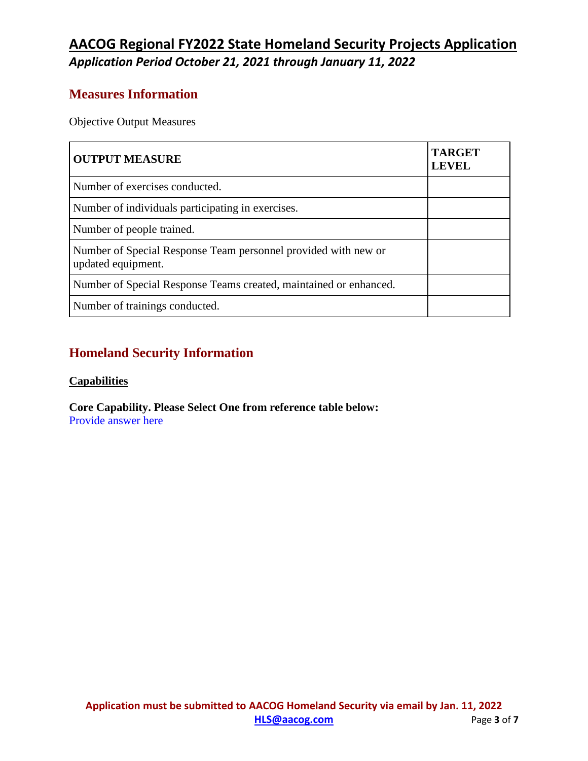## Measures Information

Objective Output Measures

| OUTPUT MEASURE | TARGET LEVEL |
|---|---|
| Number of exercises conducted. | |
| Number of individuals participating in exercises. | |
| Number of people trained. | |
| Number of Special Response Team personnel provided with new or updated equipment. | |
| Number of Special Response Teams created, maintained or enhanced. | |
| Number of trainings conducted. | |

## Homeland Security Information

**Capabilities**

**Core Capability. Please Select One from reference table below:**
Provide answer here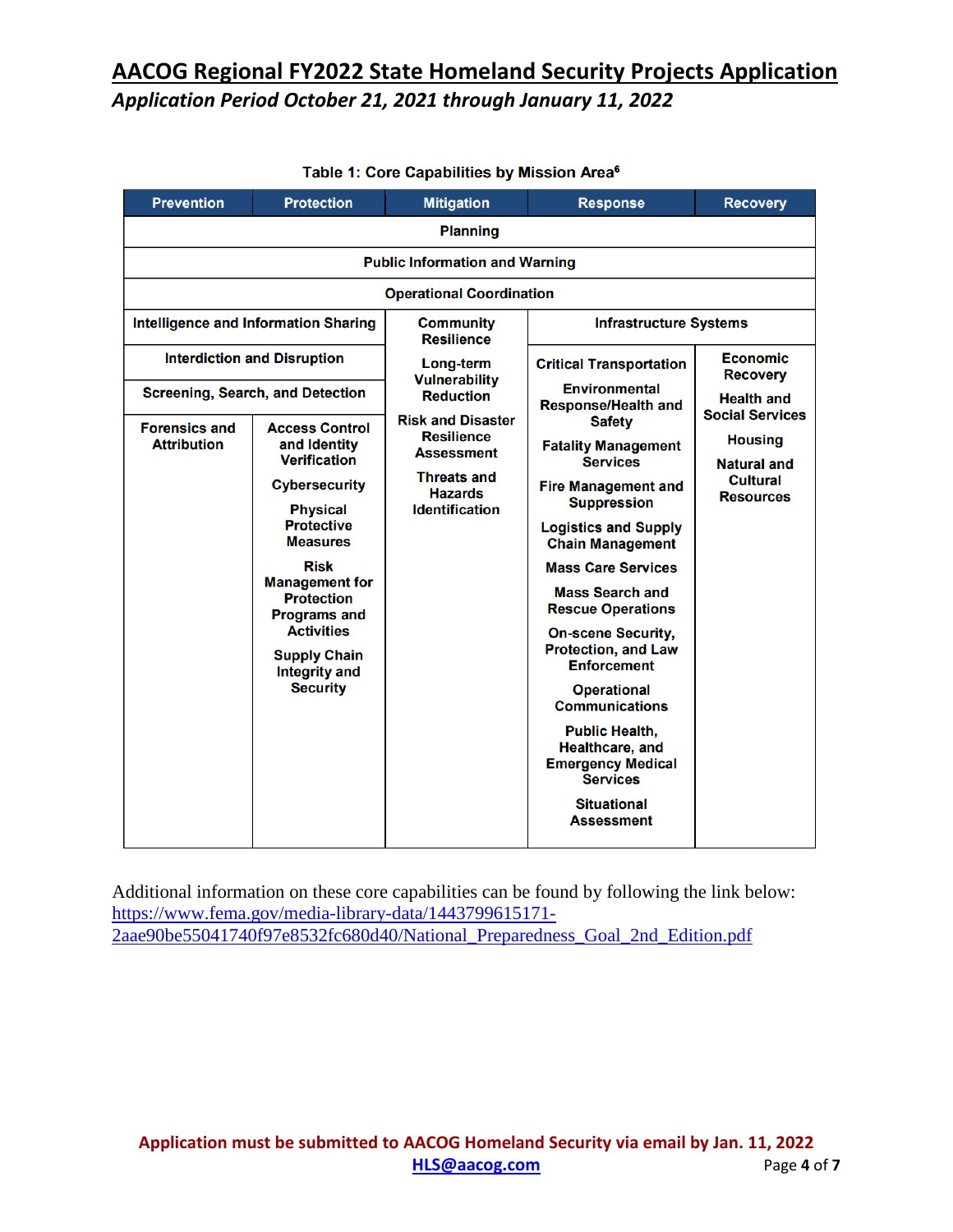Table 1: Core Capabilities by Mission Area[6]

| Prevention | Protection | Mitigation | Response | Recovery |
|---|---|---|---|---|
| Planning | | | | |
| Public Information and Warning | | | | |
| Operational Coordination | | | | |
| Intelligence and Information Sharing | | Community Resilience | Infrastructure Systems | |
| Interdiction and Disruption | | Long-term Vulnerability Reduction | Critical Transportation | Economic Recovery |
| Screening, Search, and Detection | | Risk and Disaster Resilience Assessment | Environmental Response/Health and Safety | Health and Social Services |
| Forensics and Attribution | Access Control and Identity Verification | Threats and Hazards Identification | Fatality Management Services | Housing |
| | Cybersecurity | | Fire Management and Suppression | Natural and Cultural Resources |
| | Physical Protective Measures | | Logistics and Supply Chain Management | |
| | Risk Management for Protection Programs and Activities | | Mass Care Services | |
| | Supply Chain Integrity and Security | | Mass Search and Rescue Operations | |
| | | | On-scene Security, Protection, and Law Enforcement | |
| | | | Operational Communications | |
| | | | Public Health, Healthcare, and Emergency Medical Services | |
| | | | Situational Assessment | |

Additional information on these core capabilities can be found by following the link below:
https://www.fema.gov/media-library-data/1443799615171-2aae90be55041740f97e8532fc680d40/National_Preparedness_Goal_2nd_Edition.pdf

**Application must be submitted to AACOG Homeland Security via email by Jan. 11, 2022**
**HLS@aacog.com**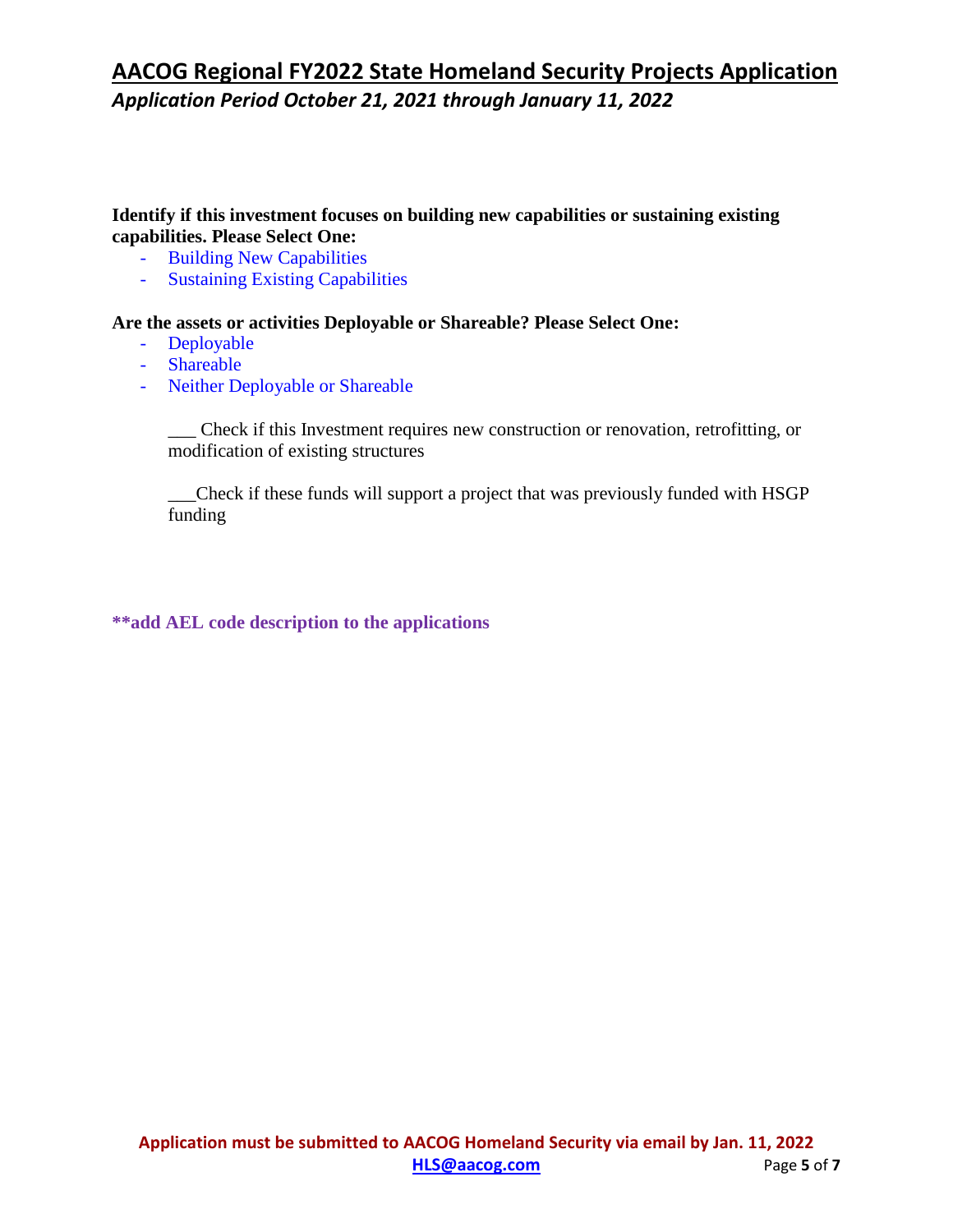**Identify if this investment focuses on building new capabilities or sustaining existing capabilities. Please Select One:**

- Building New Capabilities
- Sustaining Existing Capabilities

**Are the assets or activities Deployable or Shareable? Please Select One:**

- Deployable
- Shareable
- Neither Deployable or Shareable

___ Check if this Investment requires new construction or renovation, retrofitting, or modification of existing structures

___Check if these funds will support a project that was previously funded with HSGP funding

**\*\*add AEL code description to the applications**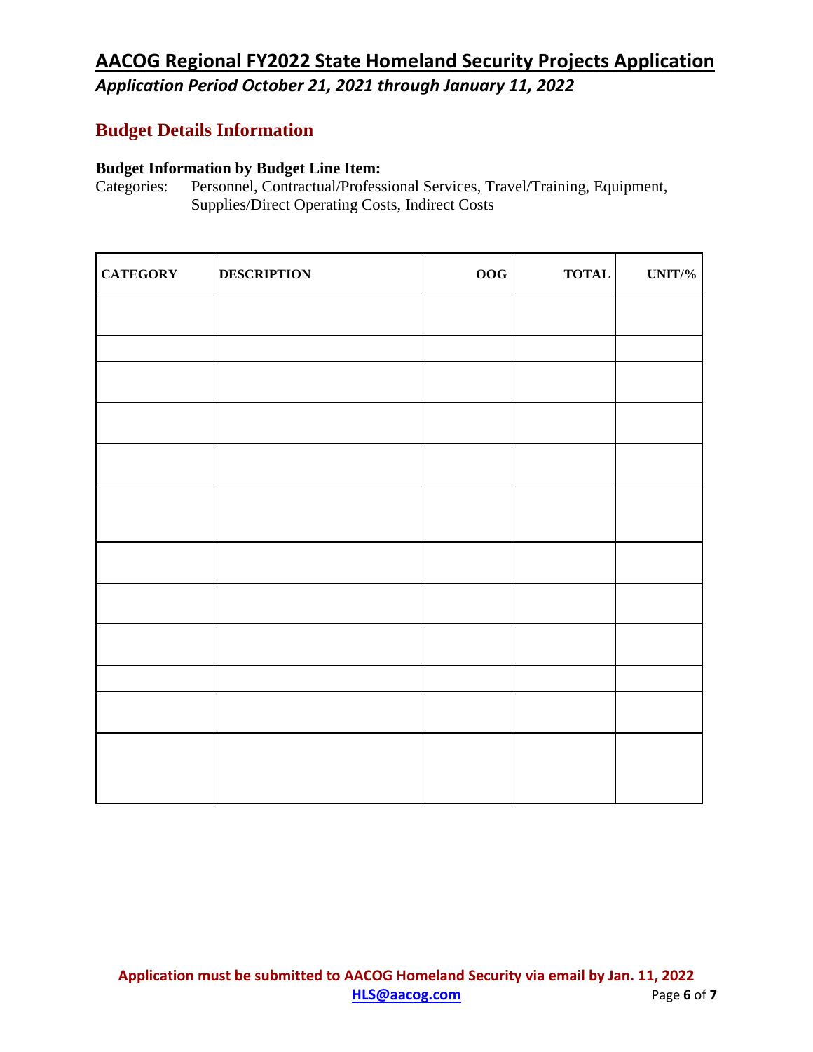## Budget Details Information

**Budget Information by Budget Line Item:**

Categories: Personnel, Contractual/Professional Services, Travel/Training, Equipment, Supplies/Direct Operating Costs, Indirect Costs

| CATEGORY | DESCRIPTION | OOG | TOTAL | UNIT/% |
|---|---|---|---|---|
| | | | | |
| | | | | |
| | | | | |
| | | | | |
| | | | | |
| | | | | |
| | | | | |
| | | | | |
| | | | | |
| | | | | |
| | | | | |
| | | | | |

**Application must be submitted to AACOG Homeland Security via email by Jan. 11, 2022**
**[HLS@aacog.com](mailto:HLS@aacog.com)**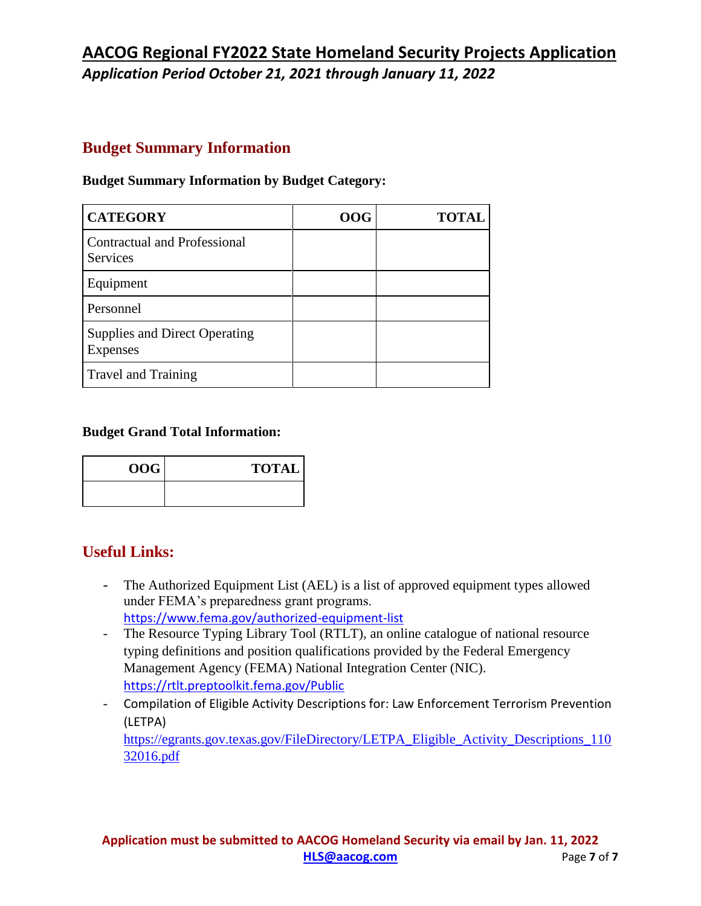## Budget Summary Information

**Budget Summary Information by Budget Category:**

| CATEGORY | OOG | TOTAL |
|---|---|---|
| Contractual and Professional Services | | |
| Equipment | | |
| Personnel | | |
| Supplies and Direct Operating Expenses | | |
| Travel and Training | | |

**Budget Grand Total Information:**

| OOG | TOTAL |
|---|---|
| | |

## Useful Links:

- The Authorized Equipment List (AEL) is a list of approved equipment types allowed under FEMA's preparedness grant programs. https://www.fema.gov/authorized-equipment-list
- The Resource Typing Library Tool (RTLT), an online catalogue of national resource typing definitions and position qualifications provided by the Federal Emergency Management Agency (FEMA) National Integration Center (NIC). https://rtlt.preptoolkit.fema.gov/Public
- Compilation of Eligible Activity Descriptions for: Law Enforcement Terrorism Prevention (LETPA) https://egrants.gov.texas.gov/FileDirectory/LETPA_Eligible_Activity_Descriptions_11032016.pdf

**Application must be submitted to AACOG Homeland Security via email by Jan. 11, 2022**
**HLS@aacog.com**